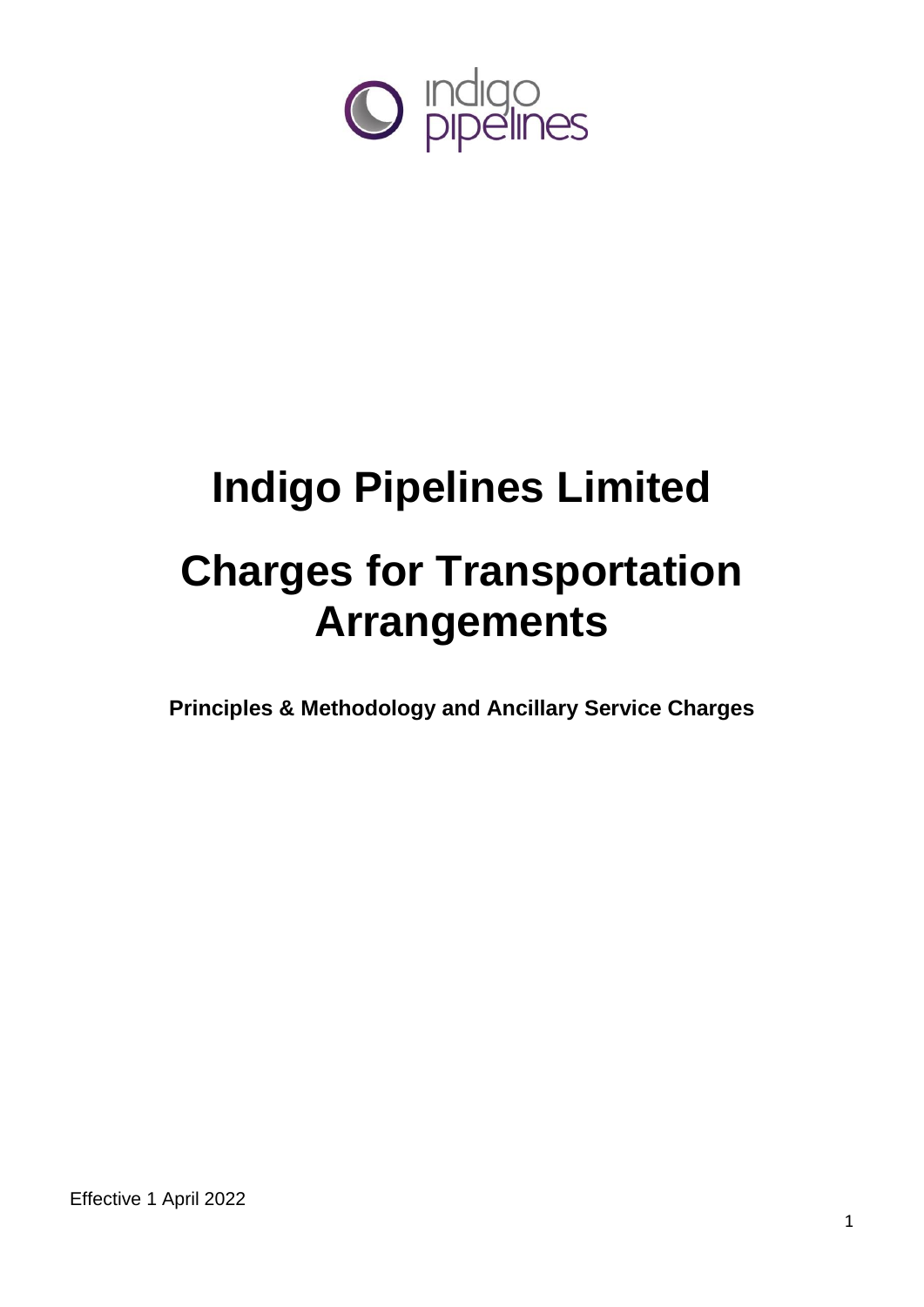# Indigo Pipelines Limited

# Charges for Transportation Arrangements

**Principles & Methodology and Ancillary Service Charges**

Effective 1 April 2022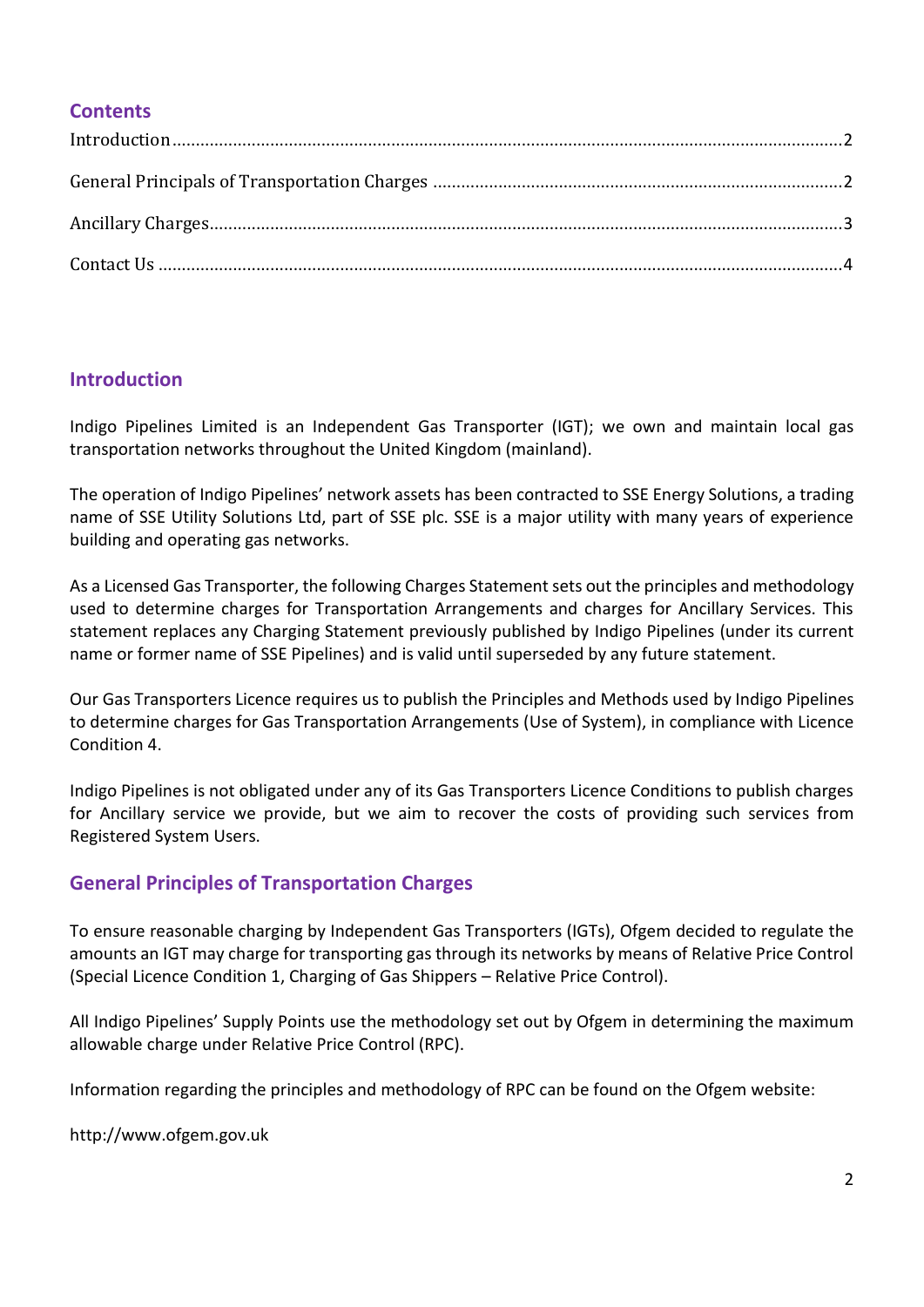## Contents

Introduction..........2

General Principals of Transportation Charges..........2

Ancillary Charges..........3

Contact Us..........4

## Introduction

Indigo Pipelines Limited is an Independent Gas Transporter (IGT); we own and maintain local gas transportation networks throughout the United Kingdom (mainland).

The operation of Indigo Pipelines' network assets has been contracted to SSE Energy Solutions, a trading name of SSE Utility Solutions Ltd, part of SSE plc. SSE is a major utility with many years of experience building and operating gas networks.

As a Licensed Gas Transporter, the following Charges Statement sets out the principles and methodology used to determine charges for Transportation Arrangements and charges for Ancillary Services. This statement replaces any Charging Statement previously published by Indigo Pipelines (under its current name or former name of SSE Pipelines) and is valid until superseded by any future statement.

Our Gas Transporters Licence requires us to publish the Principles and Methods used by Indigo Pipelines to determine charges for Gas Transportation Arrangements (Use of System), in compliance with Licence Condition 4.

Indigo Pipelines is not obligated under any of its Gas Transporters Licence Conditions to publish charges for Ancillary service we provide, but we aim to recover the costs of providing such services from Registered System Users.

## General Principles of Transportation Charges

To ensure reasonable charging by Independent Gas Transporters (IGTs), Ofgem decided to regulate the amounts an IGT may charge for transporting gas through its networks by means of Relative Price Control (Special Licence Condition 1, Charging of Gas Shippers – Relative Price Control).

All Indigo Pipelines' Supply Points use the methodology set out by Ofgem in determining the maximum allowable charge under Relative Price Control (RPC).

Information regarding the principles and methodology of RPC can be found on the Ofgem website:

http://www.ofgem.gov.uk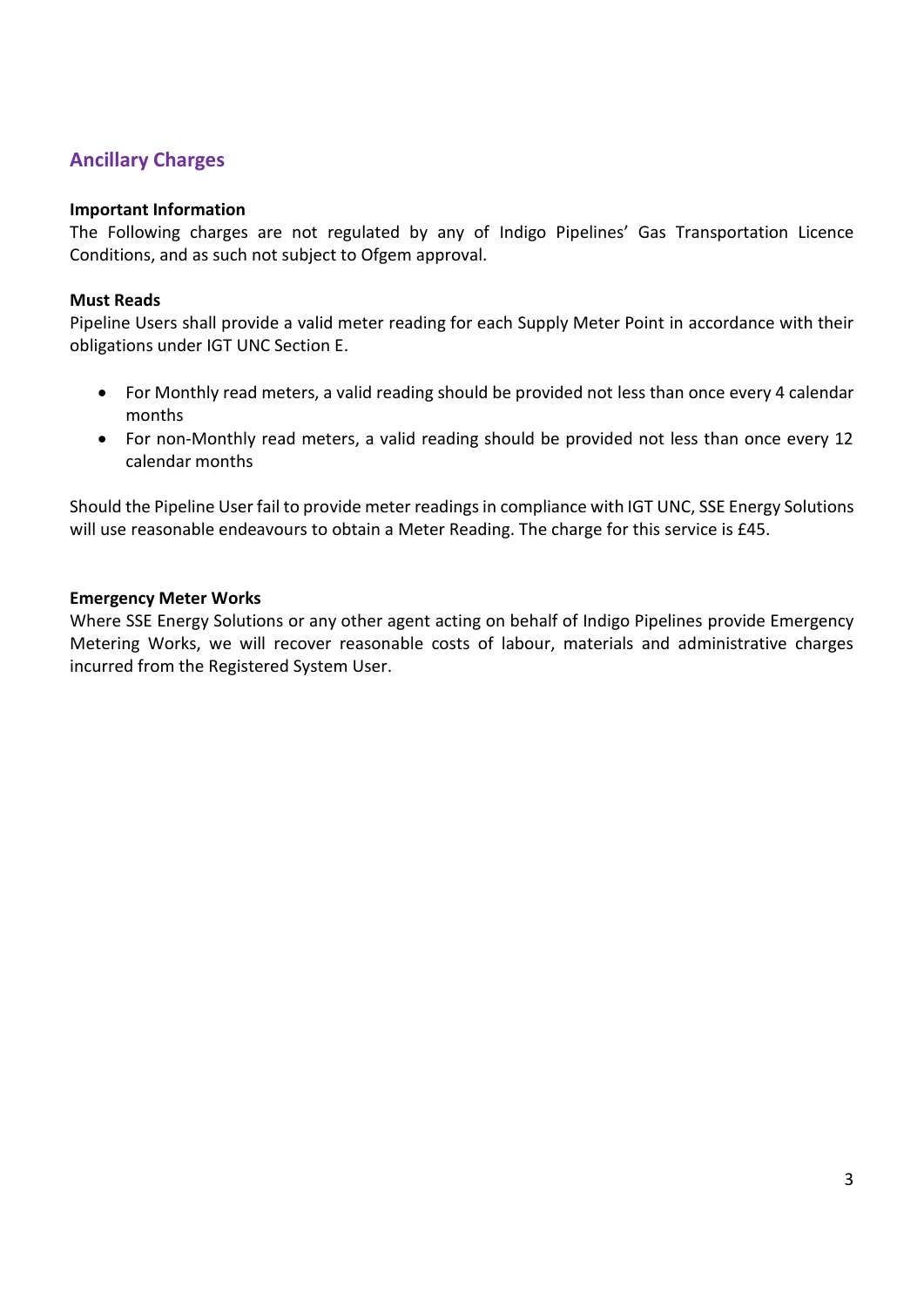## Ancillary Charges

**Important Information**

The Following charges are not regulated by any of Indigo Pipelines' Gas Transportation Licence Conditions, and as such not subject to Ofgem approval.

**Must Reads**

Pipeline Users shall provide a valid meter reading for each Supply Meter Point in accordance with their obligations under IGT UNC Section E.

- For Monthly read meters, a valid reading should be provided not less than once every 4 calendar months
- For non-Monthly read meters, a valid reading should be provided not less than once every 12 calendar months

Should the Pipeline User fail to provide meter readings in compliance with IGT UNC, SSE Energy Solutions will use reasonable endeavours to obtain a Meter Reading. The charge for this service is £45.

**Emergency Meter Works**

Where SSE Energy Solutions or any other agent acting on behalf of Indigo Pipelines provide Emergency Metering Works, we will recover reasonable costs of labour, materials and administrative charges incurred from the Registered System User.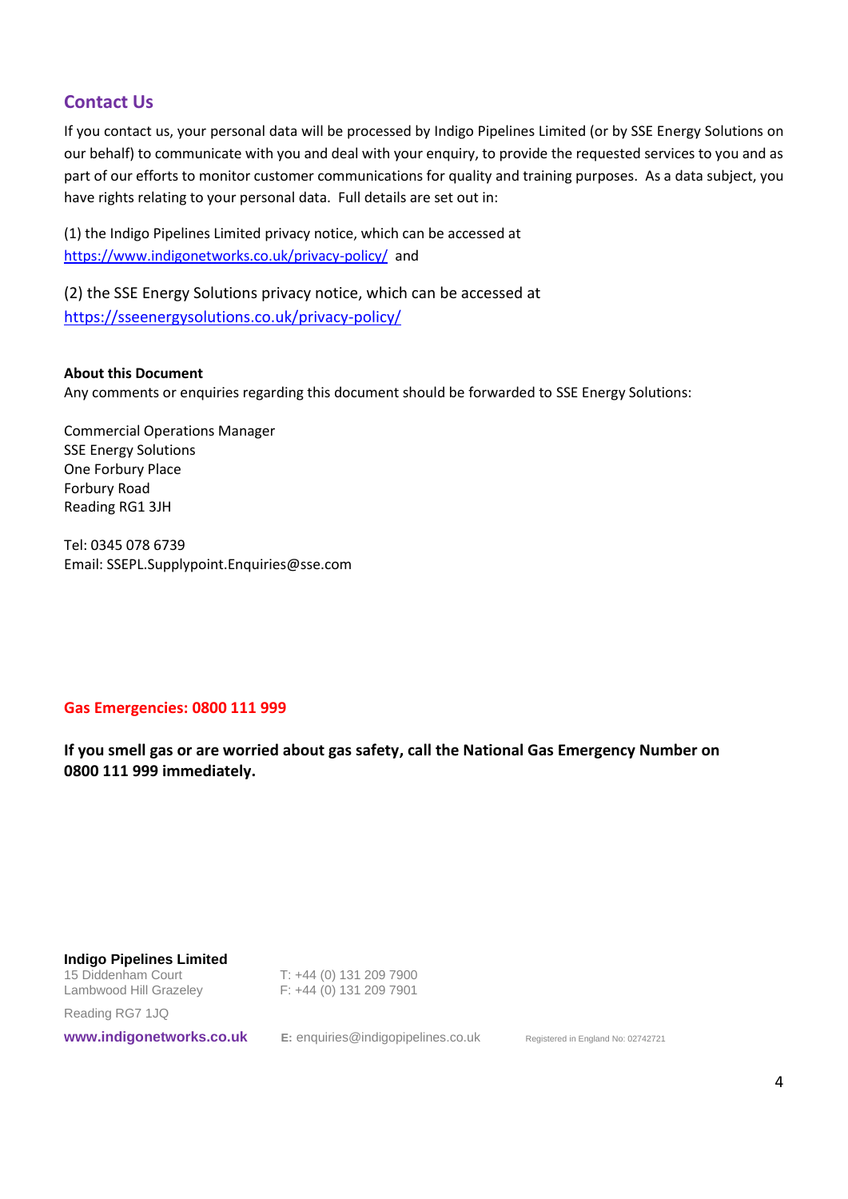## Contact Us

If you contact us, your personal data will be processed by Indigo Pipelines Limited (or by SSE Energy Solutions on our behalf) to communicate with you and deal with your enquiry, to provide the requested services to you and as part of our efforts to monitor customer communications for quality and training purposes. As a data subject, you have rights relating to your personal data. Full details are set out in:

(1) the Indigo Pipelines Limited privacy notice, which can be accessed at https://www.indigonetworks.co.uk/privacy-policy/ and

(2) the SSE Energy Solutions privacy notice, which can be accessed at https://sseenergysolutions.co.uk/privacy-policy/

**About this Document**

Any comments or enquiries regarding this document should be forwarded to SSE Energy Solutions:

Commercial Operations Manager
SSE Energy Solutions
One Forbury Place
Forbury Road
Reading RG1 3JH

Tel: 0345 078 6739
Email: SSEPL.Supplypoint.Enquiries@sse.com

**Gas Emergencies: 0800 111 999**

**If you smell gas or are worried about gas safety, call the National Gas Emergency Number on 0800 111 999 immediately.**

**Indigo Pipelines Limited**
15 Diddenham Court
Lambwood Hill Grazeley
Reading RG7 1JQ

T: +44 (0) 131 209 7900
F: +44 (0) 131 209 7901

**www.indigonetworks.co.uk**

**E:** enquiries@indigopipelines.co.uk

Registered in England No: 02742721